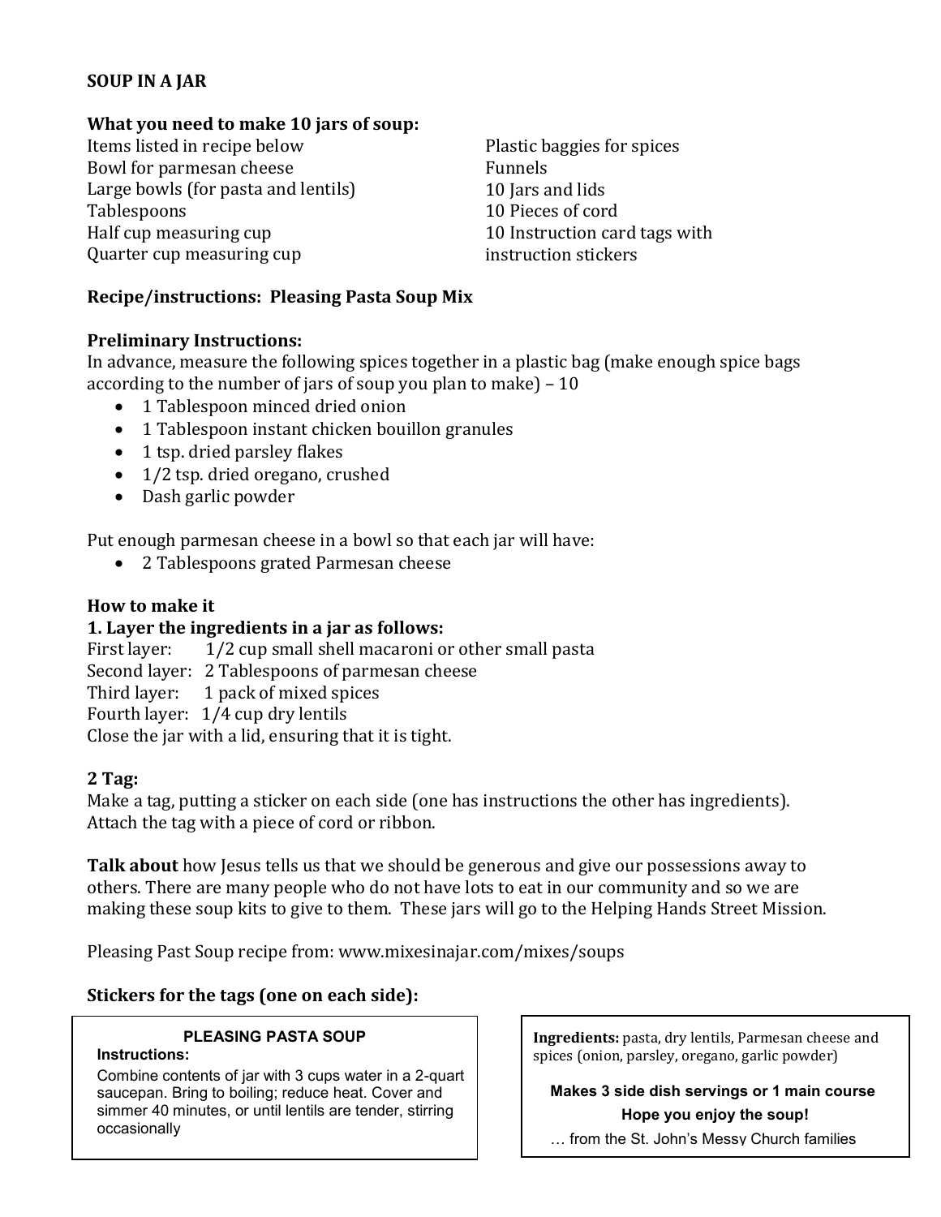**SOUP IN A JAR**

**What you need to make 10 jars of soup:**

Items listed in recipe below
Bowl for parmesan cheese
Large bowls (for pasta and lentils)
Tablespoons
Half cup measuring cup
Quarter cup measuring cup
Plastic baggies for spices
Funnels
10 Jars and lids
10 Pieces of cord
10 Instruction card tags with instruction stickers

**Recipe/instructions: Pleasing Pasta Soup Mix**

**Preliminary Instructions:**
In advance, measure the following spices together in a plastic bag (make enough spice bags according to the number of jars of soup you plan to make) – 10

- 1 Tablespoon minced dried onion
- 1 Tablespoon instant chicken bouillon granules
- 1 tsp. dried parsley flakes
- 1/2 tsp. dried oregano, crushed
- Dash garlic powder

Put enough parmesan cheese in a bowl so that each jar will have:

- 2 Tablespoons grated Parmesan cheese

**How to make it**

**1. Layer the ingredients in a jar as follows:**

First layer: 1/2 cup small shell macaroni or other small pasta
Second layer: 2 Tablespoons of parmesan cheese
Third layer: 1 pack of mixed spices
Fourth layer: 1/4 cup dry lentils
Close the jar with a lid, ensuring that it is tight.

**2 Tag:**
Make a tag, putting a sticker on each side (one has instructions the other has ingredients). Attach the tag with a piece of cord or ribbon.

**Talk about** how Jesus tells us that we should be generous and give our possessions away to others. There are many people who do not have lots to eat in our community and so we are making these soup kits to give to them. These jars will go to the Helping Hands Street Mission.

Pleasing Past Soup recipe from: www.mixesinajar.com/mixes/soups

**Stickers for the tags (one on each side):**

**PLEASING PASTA SOUP**

**Instructions:**
Combine contents of jar with 3 cups water in a 2-quart saucepan. Bring to boiling; reduce heat. Cover and simmer 40 minutes, or until lentils are tender, stirring occasionally

**Ingredients:** pasta, dry lentils, Parmesan cheese and spices (onion, parsley, oregano, garlic powder)

**Makes 3 side dish servings or 1 main course**

**Hope you enjoy the soup!**

… from the St. John's Messy Church families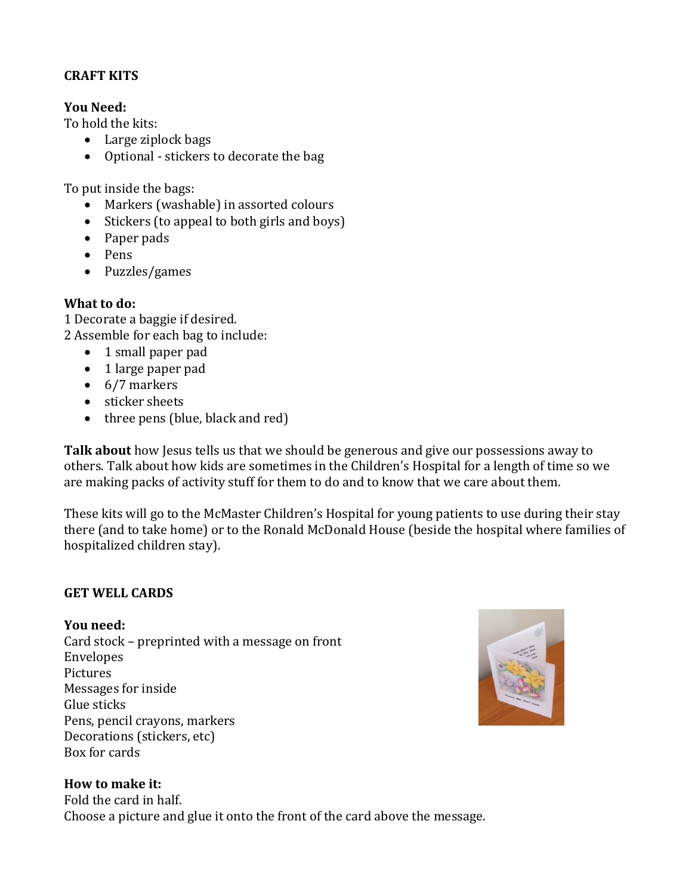## CRAFT KITS

**You Need:**

To hold the kits:

- Large ziplock bags
- Optional - stickers to decorate the bag

To put inside the bags:

- Markers (washable) in assorted colours
- Stickers (to appeal to both girls and boys)
- Paper pads
- Pens
- Puzzles/games

**What to do:**

1 Decorate a baggie if desired.
2 Assemble for each bag to include:

- 1 small paper pad
- 1 large paper pad
- 6/7 markers
- sticker sheets
- three pens (blue, black and red)

**Talk about** how Jesus tells us that we should be generous and give our possessions away to others. Talk about how kids are sometimes in the Children's Hospital for a length of time so we are making packs of activity stuff for them to do and to know that we care about them.

These kits will go to the McMaster Children's Hospital for young patients to use during their stay there (and to take home) or to the Ronald McDonald House (beside the hospital where families of hospitalized children stay).

## GET WELL CARDS

**You need:**

Card stock – preprinted with a message on front
Envelopes
Pictures
Messages for inside
Glue sticks
Pens, pencil crayons, markers
Decorations (stickers, etc)
Box for cards

**How to make it:**

Fold the card in half.
Choose a picture and glue it onto the front of the card above the message.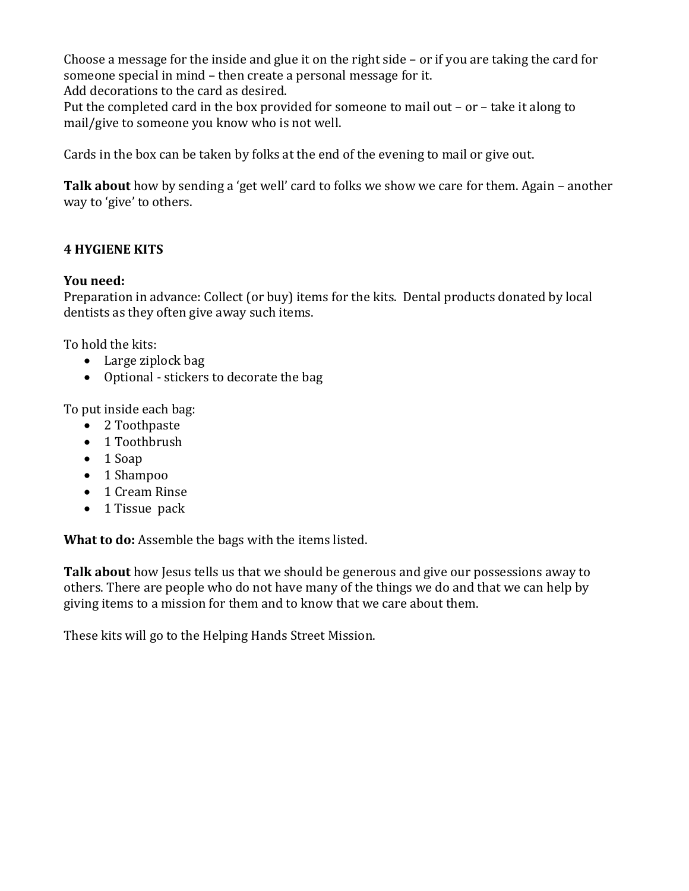Choose a message for the inside and glue it on the right side – or if you are taking the card for someone special in mind – then create a personal message for it.
Add decorations to the card as desired.
Put the completed card in the box provided for someone to mail out – or – take it along to mail/give to someone you know who is not well.

Cards in the box can be taken by folks at the end of the evening to mail or give out.

**Talk about** how by sending a 'get well' card to folks we show we care for them. Again – another way to 'give' to others.

**4 HYGIENE KITS**

**You need:**
Preparation in advance: Collect (or buy) items for the kits. Dental products donated by local dentists as they often give away such items.

To hold the kits:

- Large ziplock bag
- Optional - stickers to decorate the bag

To put inside each bag:

- 2 Toothpaste
- 1 Toothbrush
- 1 Soap
- 1 Shampoo
- 1 Cream Rinse
- 1 Tissue pack

**What to do:** Assemble the bags with the items listed.

**Talk about** how Jesus tells us that we should be generous and give our possessions away to others. There are people who do not have many of the things we do and that we can help by giving items to a mission for them and to know that we care about them.

These kits will go to the Helping Hands Street Mission.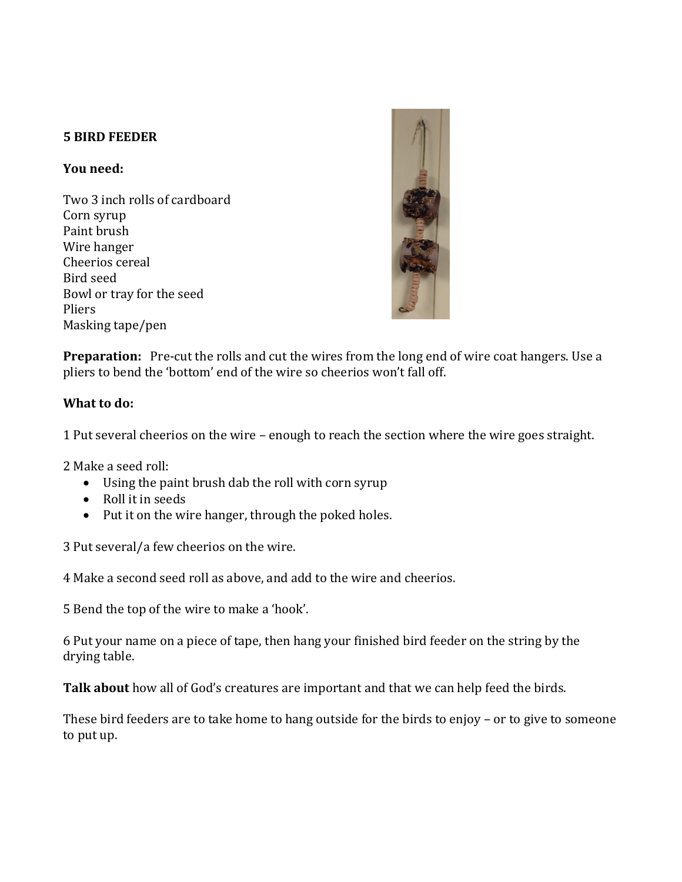**5 BIRD FEEDER**

**You need:**

Two 3 inch rolls of cardboard
Corn syrup
Paint brush
Wire hanger
Cheerios cereal
Bird seed
Bowl or tray for the seed
Pliers
Masking tape/pen

**Preparation:** Pre-cut the rolls and cut the wires from the long end of wire coat hangers. Use a pliers to bend the 'bottom' end of the wire so cheerios won't fall off.

**What to do:**

1 Put several cheerios on the wire – enough to reach the section where the wire goes straight.

2 Make a seed roll:

- Using the paint brush dab the roll with corn syrup
- Roll it in seeds
- Put it on the wire hanger, through the poked holes.

3 Put several/a few cheerios on the wire.

4 Make a second seed roll as above, and add to the wire and cheerios.

5 Bend the top of the wire to make a 'hook'.

6 Put your name on a piece of tape, then hang your finished bird feeder on the string by the drying table.

**Talk about** how all of God's creatures are important and that we can help feed the birds.

These bird feeders are to take home to hang outside for the birds to enjoy – or to give to someone to put up.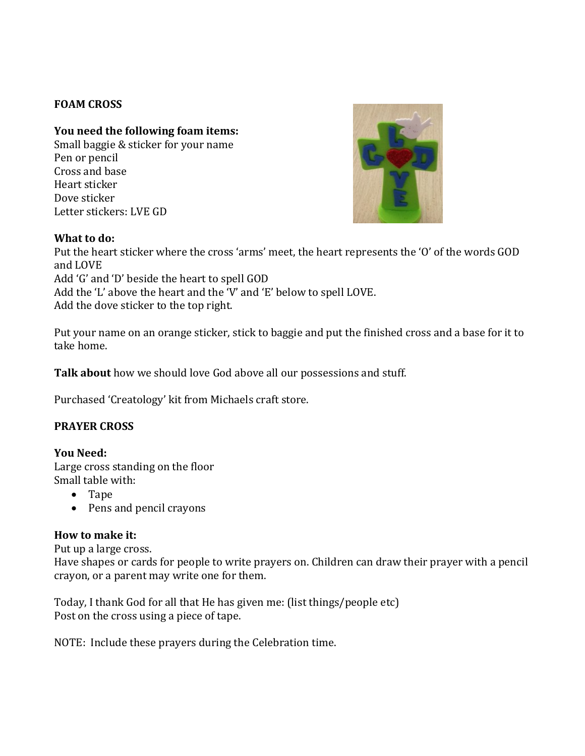**FOAM CROSS**

**You need the following foam items:**
Small baggie & sticker for your name
Pen or pencil
Cross and base
Heart sticker
Dove sticker
Letter stickers: LVE GD

**What to do:**
Put the heart sticker where the cross 'arms' meet, the heart represents the 'O' of the words GOD and LOVE
Add 'G' and 'D' beside the heart to spell GOD
Add the 'L' above the heart and the 'V' and 'E' below to spell LOVE.
Add the dove sticker to the top right.

Put your name on an orange sticker, stick to baggie and put the finished cross and a base for it to take home.

**Talk about** how we should love God above all our possessions and stuff.

Purchased 'Creatology' kit from Michaels craft store.

**PRAYER CROSS**

**You Need:**
Large cross standing on the floor
Small table with:

- Tape
- Pens and pencil crayons

**How to make it:**
Put up a large cross.
Have shapes or cards for people to write prayers on. Children can draw their prayer with a pencil crayon, or a parent may write one for them.

Today, I thank God for all that He has given me: (list things/people etc)
Post on the cross using a piece of tape.

NOTE: Include these prayers during the Celebration time.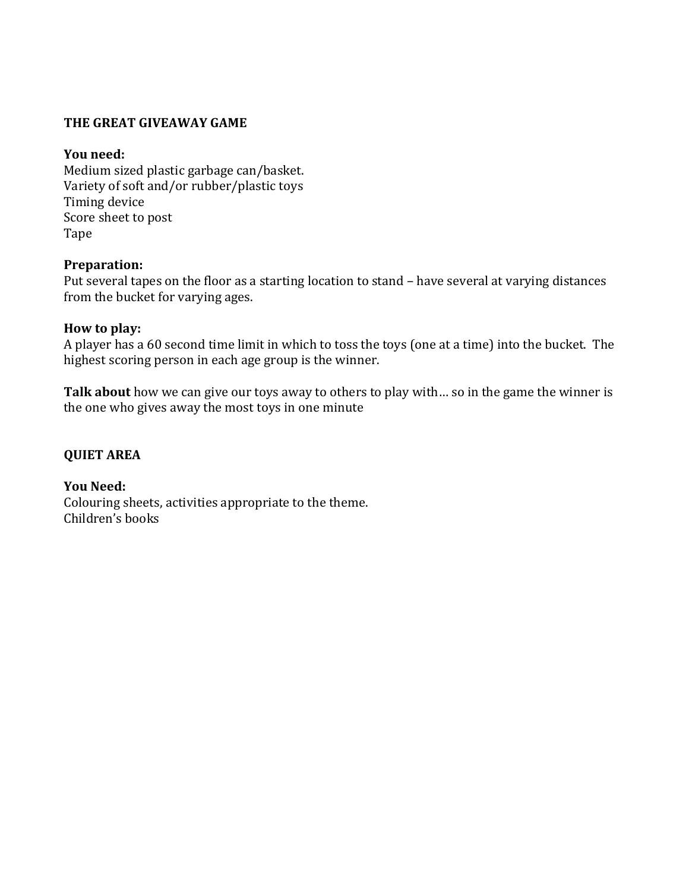**THE GREAT GIVEAWAY GAME**

**You need:**
Medium sized plastic garbage can/basket.
Variety of soft and/or rubber/plastic toys
Timing device
Score sheet to post
Tape

**Preparation:**
Put several tapes on the floor as a starting location to stand – have several at varying distances from the bucket for varying ages.

**How to play:**
A player has a 60 second time limit in which to toss the toys (one at a time) into the bucket. The highest scoring person in each age group is the winner.

**Talk about** how we can give our toys away to others to play with… so in the game the winner is the one who gives away the most toys in one minute

**QUIET AREA**

**You Need:**
Colouring sheets, activities appropriate to the theme.
Children's books